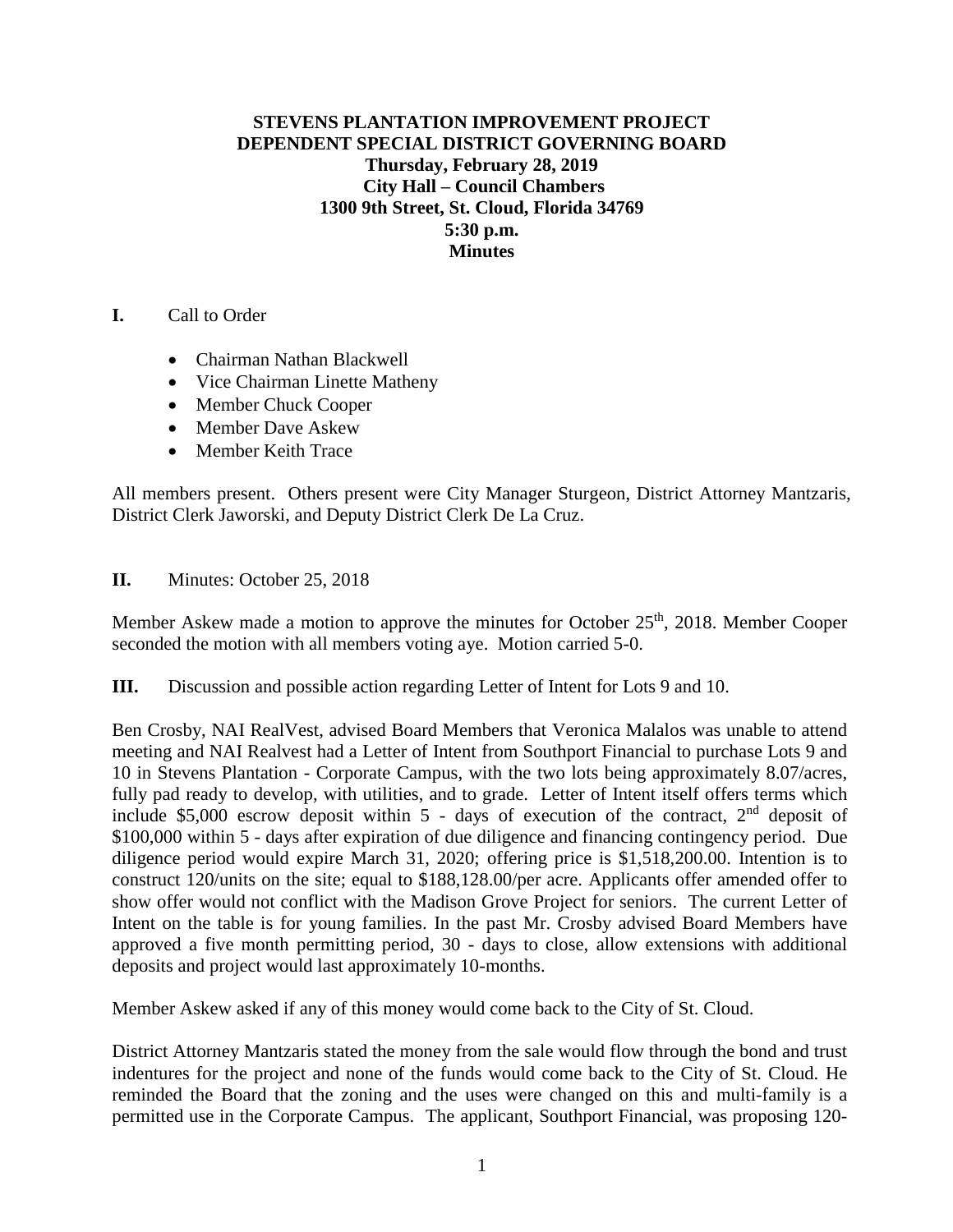**STEVENS PLANTATION IMPROVEMENT PROJECT**
**DEPENDENT SPECIAL DISTRICT GOVERNING BOARD**
**Thursday, February 28, 2019**
**City Hall – Council Chambers**
**1300 9th Street, St. Cloud, Florida 34769**
**5:30 p.m.**
**Minutes**

**I.** Call to Order

- Chairman Nathan Blackwell
- Vice Chairman Linette Matheny
- Member Chuck Cooper
- Member Dave Askew
- Member Keith Trace

All members present. Others present were City Manager Sturgeon, District Attorney Mantzaris, District Clerk Jaworski, and Deputy District Clerk De La Cruz.

**II.** Minutes: October 25, 2018

Member Askew made a motion to approve the minutes for October 25th, 2018. Member Cooper seconded the motion with all members voting aye. Motion carried 5-0.

**III.** Discussion and possible action regarding Letter of Intent for Lots 9 and 10.

Ben Crosby, NAI RealVest, advised Board Members that Veronica Malalos was unable to attend meeting and NAI Realvest had a Letter of Intent from Southport Financial to purchase Lots 9 and 10 in Stevens Plantation - Corporate Campus, with the two lots being approximately 8.07/acres, fully pad ready to develop, with utilities, and to grade. Letter of Intent itself offers terms which include $5,000 escrow deposit within 5 - days of execution of the contract, 2nd deposit of $100,000 within 5 - days after expiration of due diligence and financing contingency period. Due diligence period would expire March 31, 2020; offering price is $1,518,200.00. Intention is to construct 120/units on the site; equal to $188,128.00/per acre. Applicants offer amended offer to show offer would not conflict with the Madison Grove Project for seniors. The current Letter of Intent on the table is for young families. In the past Mr. Crosby advised Board Members have approved a five month permitting period, 30 - days to close, allow extensions with additional deposits and project would last approximately 10-months.

Member Askew asked if any of this money would come back to the City of St. Cloud.

District Attorney Mantzaris stated the money from the sale would flow through the bond and trust indentures for the project and none of the funds would come back to the City of St. Cloud. He reminded the Board that the zoning and the uses were changed on this and multi-family is a permitted use in the Corporate Campus. The applicant, Southport Financial, was proposing 120-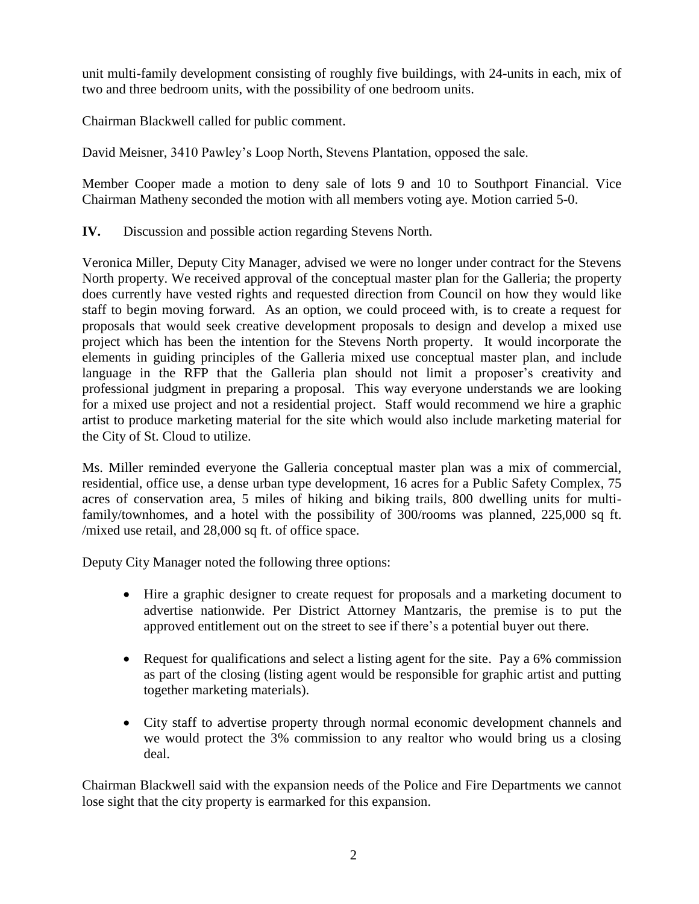unit multi-family development consisting of roughly five buildings, with 24-units in each, mix of two and three bedroom units, with the possibility of one bedroom units.

Chairman Blackwell called for public comment.

David Meisner, 3410 Pawley's Loop North, Stevens Plantation, opposed the sale.

Member Cooper made a motion to deny sale of lots 9 and 10 to Southport Financial. Vice Chairman Matheny seconded the motion with all members voting aye. Motion carried 5-0.

**IV.** Discussion and possible action regarding Stevens North.

Veronica Miller, Deputy City Manager, advised we were no longer under contract for the Stevens North property. We received approval of the conceptual master plan for the Galleria; the property does currently have vested rights and requested direction from Council on how they would like staff to begin moving forward. As an option, we could proceed with, is to create a request for proposals that would seek creative development proposals to design and develop a mixed use project which has been the intention for the Stevens North property. It would incorporate the elements in guiding principles of the Galleria mixed use conceptual master plan, and include language in the RFP that the Galleria plan should not limit a proposer's creativity and professional judgment in preparing a proposal. This way everyone understands we are looking for a mixed use project and not a residential project. Staff would recommend we hire a graphic artist to produce marketing material for the site which would also include marketing material for the City of St. Cloud to utilize.

Ms. Miller reminded everyone the Galleria conceptual master plan was a mix of commercial, residential, office use, a dense urban type development, 16 acres for a Public Safety Complex, 75 acres of conservation area, 5 miles of hiking and biking trails, 800 dwelling units for multi-family/townhomes, and a hotel with the possibility of 300/rooms was planned, 225,000 sq ft. /mixed use retail, and 28,000 sq ft. of office space.

Deputy City Manager noted the following three options:

- Hire a graphic designer to create request for proposals and a marketing document to advertise nationwide. Per District Attorney Mantzaris, the premise is to put the approved entitlement out on the street to see if there's a potential buyer out there.
- Request for qualifications and select a listing agent for the site. Pay a 6% commission as part of the closing (listing agent would be responsible for graphic artist and putting together marketing materials).
- City staff to advertise property through normal economic development channels and we would protect the 3% commission to any realtor who would bring us a closing deal.

Chairman Blackwell said with the expansion needs of the Police and Fire Departments we cannot lose sight that the city property is earmarked for this expansion.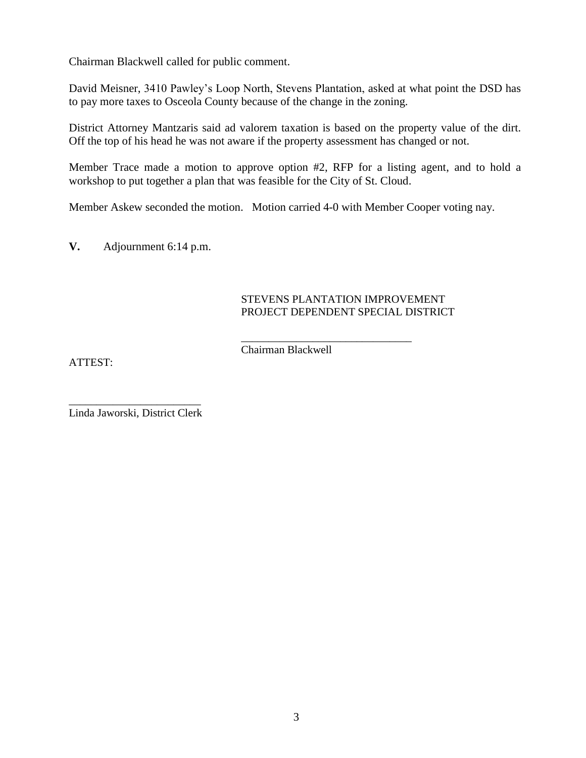Chairman Blackwell called for public comment.

David Meisner, 3410 Pawley's Loop North, Stevens Plantation, asked at what point the DSD has to pay more taxes to Osceola County because of the change in the zoning.

District Attorney Mantzaris said ad valorem taxation is based on the property value of the dirt. Off the top of his head he was not aware if the property assessment has changed or not.

Member Trace made a motion to approve option #2, RFP for a listing agent, and to hold a workshop to put together a plan that was feasible for the City of St. Cloud.

Member Askew seconded the motion. Motion carried 4-0 with Member Cooper voting nay.

**V.** Adjournment 6:14 p.m.

STEVENS PLANTATION IMPROVEMENT
PROJECT DEPENDENT SPECIAL DISTRICT

_______________________________
Chairman Blackwell

ATTEST:

________________________
Linda Jaworski, District Clerk